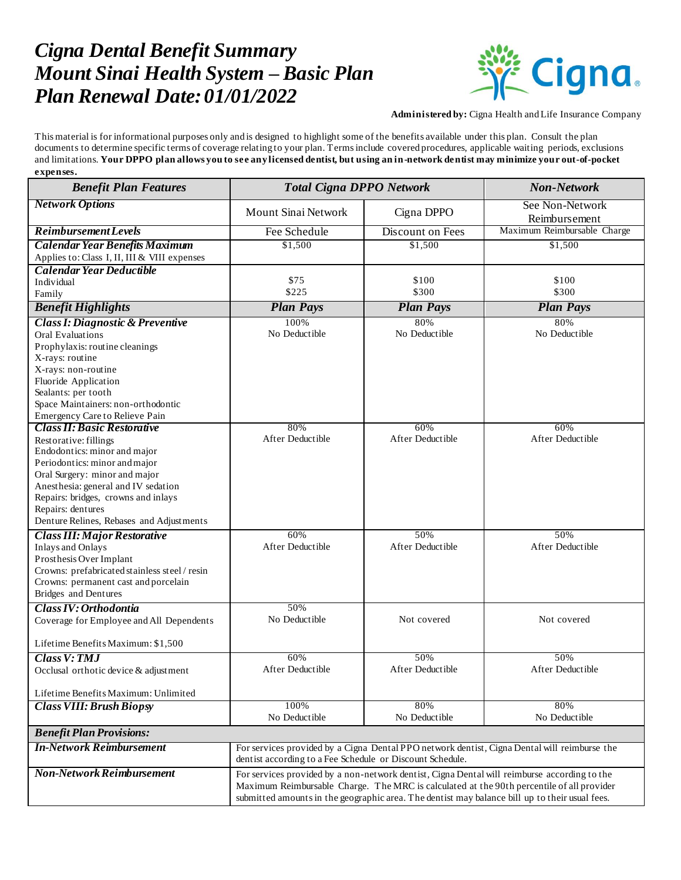# *Cigna Dental Benefit Summary*
# *Mount Sinai Health System – Basic Plan*
# *Plan Renewal Date: 01/01/2022*

**Administered by:** Cigna Health and Life Insurance Company

This material is for informational purposes only and is designed to highlight some of the benefits available under this plan. Consult the plan documents to determine specific terms of coverage relating to your plan. Terms include covered procedures, applicable waiting periods, exclusions and limitations. **Your DPPO plan allows you to see any licensed dentist, but using an in-network dentist may minimize your out-of-pocket expenses.**

| ***Benefit Plan Features*** | ***Total Cigna DPPO Network*** | | ***Non-Network*** |
|---|---|---|---|
| ***Network Options*** | Mount Sinai Network | Cigna DPPO | See Non-Network Reimbursement |
| ***Reimbursement Levels*** | Fee Schedule | Discount on Fees | Maximum Reimbursable Charge |
| ***Calendar Year Benefits Maximum***<br>Applies to: Class I, II, III & VIII expenses | $1,500 | $1,500 | $1,500 |
| ***Calendar Year Deductible***<br>Individual<br>Family | <br>$75<br>$225 | <br>$100<br>$300 | <br>$100<br>$300 |
| ***Benefit Highlights*** | ***Plan Pays*** | ***Plan Pays*** | ***Plan Pays*** |
| ***Class I: Diagnostic & Preventive***<br>Oral Evaluations<br>Prophylaxis: routine cleanings<br>X-rays: routine<br>X-rays: non-routine<br>Fluoride Application<br>Sealants: per tooth<br>Space Maintainers: non-orthodontic<br>Emergency Care to Relieve Pain | 100%<br>No Deductible | 80%<br>No Deductible | 80%<br>No Deductible |
| ***Class II: Basic Restorative***<br>Restorative: fillings<br>Endodontics: minor and major<br>Periodontics: minor and major<br>Oral Surgery: minor and major<br>Anesthesia: general and IV sedation<br>Repairs: bridges, crowns and inlays<br>Repairs: dentures<br>Denture Relines, Rebases and Adjustments | 80%<br>After Deductible | 60%<br>After Deductible | 60%<br>After Deductible |
| ***Class III: Major Restorative***<br>Inlays and Onlays<br>Prosthesis Over Implant<br>Crowns: prefabricated stainless steel / resin<br>Crowns: permanent cast and porcelain<br>Bridges and Dentures | 60%<br>After Deductible | 50%<br>After Deductible | 50%<br>After Deductible |
| ***Class IV: Orthodontia***<br>Coverage for Employee and All Dependents<br><br>Lifetime Benefits Maximum: $1,500 | 50%<br>No Deductible | Not covered | Not covered |
| ***Class V: TMJ***<br>Occlusal orthotic device & adjustment<br><br>Lifetime Benefits Maximum: Unlimited | 60%<br>After Deductible | 50%<br>After Deductible | 50%<br>After Deductible |
| ***Class VIII: Brush Biopsy*** | 100%<br>No Deductible | 80%<br>No Deductible | 80%<br>No Deductible |
| ***Benefit Plan Provisions:*** | | | |
| ***In-Network Reimbursement*** | For services provided by a Cigna Dental PPO network dentist, Cigna Dental will reimburse the dentist according to a Fee Schedule or Discount Schedule. | | |
| ***Non-Network Reimbursement*** | For services provided by a non-network dentist, Cigna Dental will reimburse according to the Maximum Reimbursable Charge. The MRC is calculated at the 90th percentile of all provider submitted amounts in the geographic area. The dentist may balance bill up to their usual fees. | | |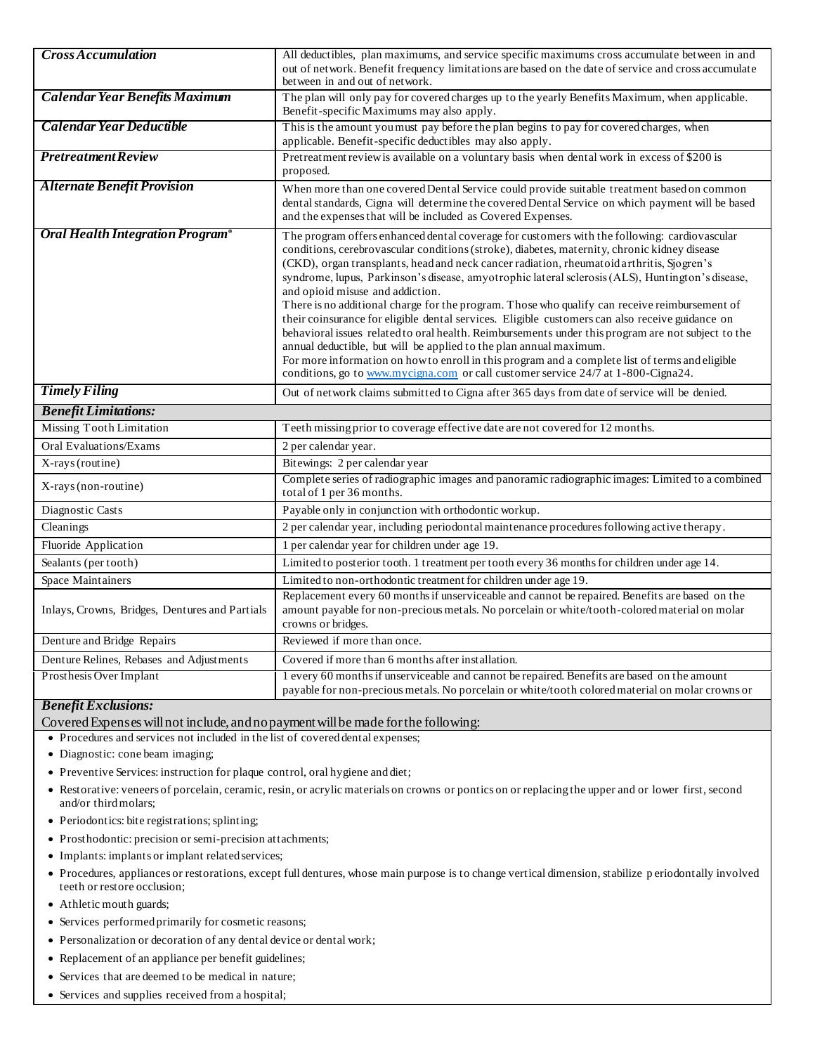| | |
|---|---|
| ***Cross Accumulation*** | All deductibles, plan maximums, and service specific maximums cross accumulate between in and out of network. Benefit frequency limitations are based on the date of service and cross accumulate between in and out of network. |
| ***Calendar Year Benefits Maximum*** | The plan will only pay for covered charges up to the yearly Benefits Maximum, when applicable. Benefit-specific Maximums may also apply. |
| ***Calendar Year Deductible*** | This is the amount you must pay before the plan begins to pay for covered charges, when applicable. Benefit-specific deductibles may also apply. |
| ***Pretreatment Review*** | Pretreatment review is available on a voluntary basis when dental work in excess of $200 is proposed. |
| ***Alternate Benefit Provision*** | When more than one covered Dental Service could provide suitable treatment based on common dental standards, Cigna will determine the covered Dental Service on which payment will be based and the expenses that will be included as Covered Expenses. |
| ***Oral Health Integration Program®*** | The program offers enhanced dental coverage for customers with the following: cardiovascular conditions, cerebrovascular conditions (stroke), diabetes, maternity, chronic kidney disease (CKD), organ transplants, head and neck cancer radiation, rheumatoid arthritis, Sjogren's syndrome, lupus, Parkinson's disease, amyotrophic lateral sclerosis (ALS), Huntington's disease, and opioid misuse and addiction.<br>There is no additional charge for the program. Those who qualify can receive reimbursement of their coinsurance for eligible dental services. Eligible customers can also receive guidance on behavioral issues related to oral health. Reimbursements under this program are not subject to the annual deductible, but will be applied to the plan annual maximum.<br>For more information on how to enroll in this program and a complete list of terms and eligible conditions, go to www.mycigna.com or call customer service 24/7 at 1-800-Cigna24. |
| ***Timely Filing*** | Out of network claims submitted to Cigna after 365 days from date of service will be denied. |
| ***Benefit Limitations:*** | |
| Missing Tooth Limitation | Teeth missing prior to coverage effective date are not covered for 12 months. |
| Oral Evaluations/Exams | 2 per calendar year. |
| X-rays (routine) | Bitewings: 2 per calendar year |
| X-rays (non-routine) | Complete series of radiographic images and panoramic radiographic images: Limited to a combined total of 1 per 36 months. |
| Diagnostic Casts | Payable only in conjunction with orthodontic workup. |
| Cleanings | 2 per calendar year, including periodontal maintenance procedures following active therapy. |
| Fluoride Application | 1 per calendar year for children under age 19. |
| Sealants (per tooth) | Limited to posterior tooth. 1 treatment per tooth every 36 months for children under age 14. |
| Space Maintainers | Limited to non-orthodontic treatment for children under age 19. |
| Inlays, Crowns, Bridges, Dentures and Partials | Replacement every 60 months if unserviceable and cannot be repaired. Benefits are based on the amount payable for non-precious metals. No porcelain or white/tooth-colored material on molar crowns or bridges. |
| Denture and Bridge Repairs | Reviewed if more than once. |
| Denture Relines, Rebases and Adjustments | Covered if more than 6 months after installation. |
| Prosthesis Over Implant | 1 every 60 months if unserviceable and cannot be repaired. Benefits are based on the amount payable for non-precious metals. No porcelain or white/tooth colored material on molar crowns or |

***Benefit Exclusions:***

Covered Expenses will not include, and no payment will be made for the following:

- Procedures and services not included in the list of covered dental expenses;
- Diagnostic: cone beam imaging;
- Preventive Services: instruction for plaque control, oral hygiene and diet;
- Restorative: veneers of porcelain, ceramic, resin, or acrylic materials on crowns or pontics on or replacing the upper and or lower first, second and/or third molars;
- Periodontics: bite registrations; splinting;
- Prosthodontic: precision or semi-precision attachments;
- Implants: implants or implant related services;
- Procedures, appliances or restorations, except full dentures, whose main purpose is to change vertical dimension, stabilize periodontally involved teeth or restore occlusion;
- Athletic mouth guards;
- Services performed primarily for cosmetic reasons;
- Personalization or decoration of any dental device or dental work;
- Replacement of an appliance per benefit guidelines;
- Services that are deemed to be medical in nature;
- Services and supplies received from a hospital;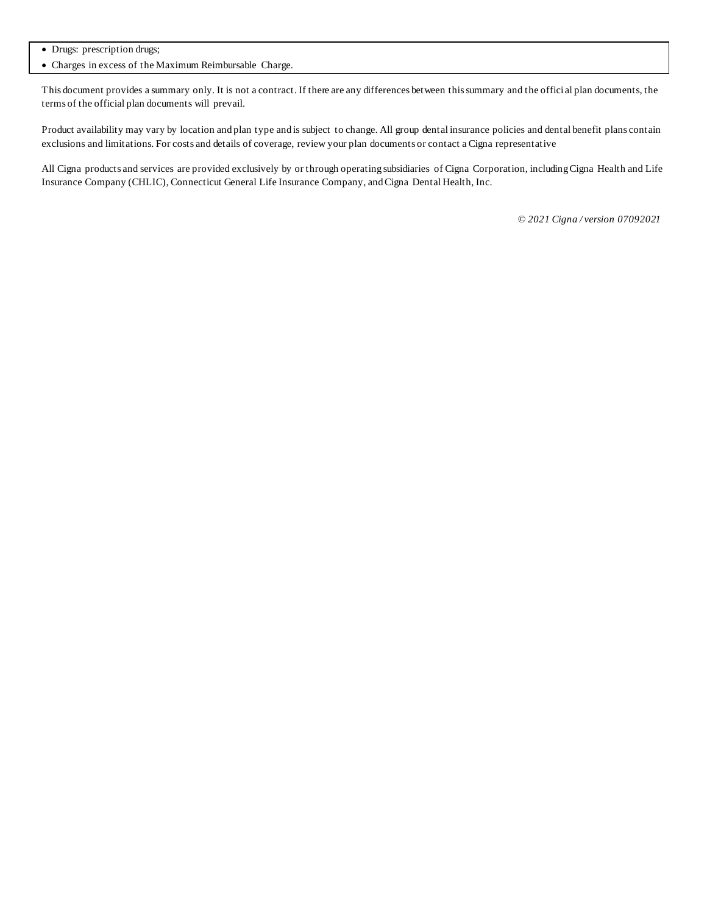- Drugs: prescription drugs;
- Charges in excess of the Maximum Reimbursable Charge.

This document provides a summary only. It is not a contract. If there are any differences between this summary and the official plan documents, the terms of the official plan documents will prevail.

Product availability may vary by location and plan type and is subject to change. All group dental insurance policies and dental benefit plans contain exclusions and limitations. For costs and details of coverage, review your plan documents or contact a Cigna representative

All Cigna products and services are provided exclusively by or through operating subsidiaries of Cigna Corporation, including Cigna Health and Life Insurance Company (CHLIC), Connecticut General Life Insurance Company, and Cigna Dental Health, Inc.

*© 2021 Cigna / version 07092021*